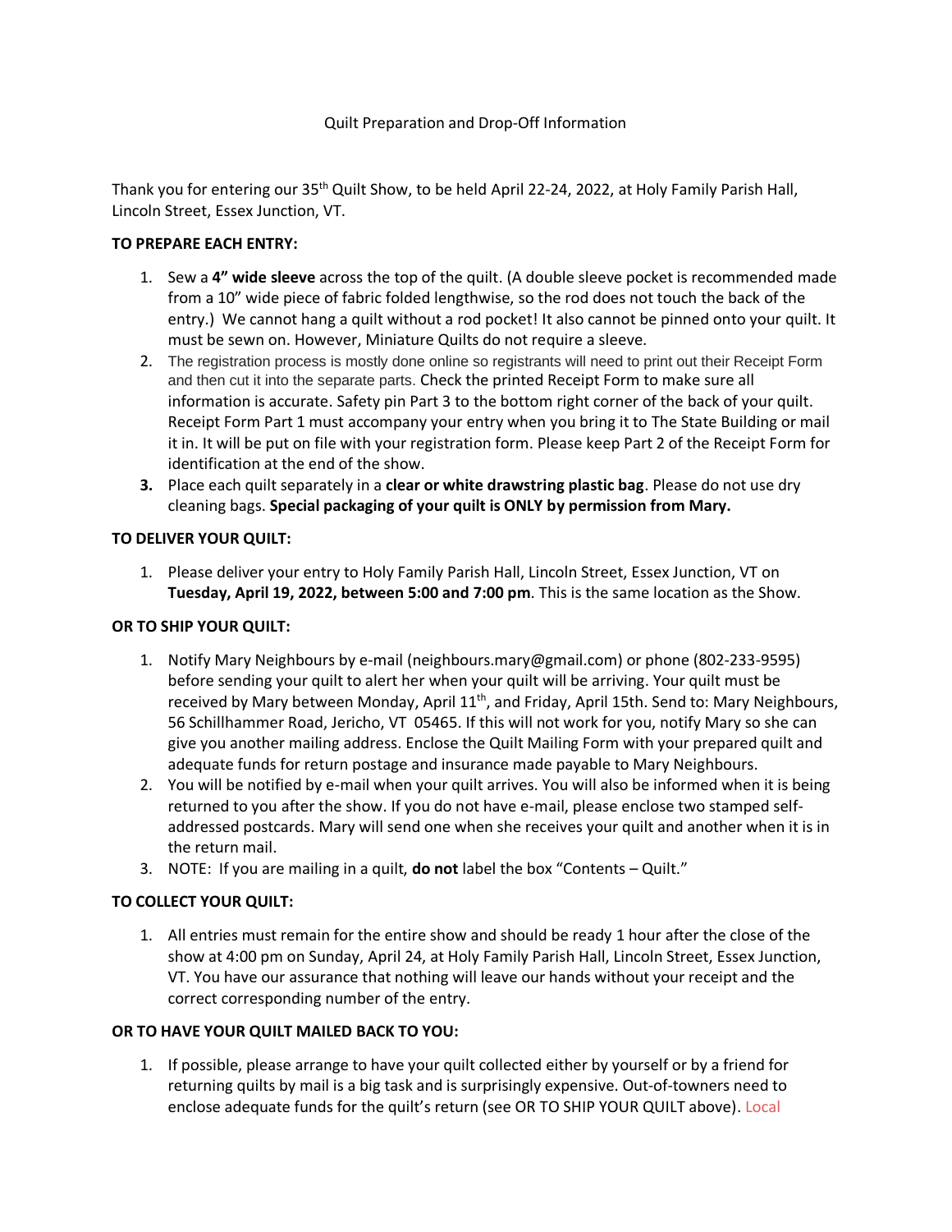Quilt Preparation and Drop-Off Information

Thank you for entering our 35th Quilt Show, to be held April 22-24, 2022, at Holy Family Parish Hall, Lincoln Street, Essex Junction, VT.

**TO PREPARE EACH ENTRY:**

1. Sew a **4" wide sleeve** across the top of the quilt. (A double sleeve pocket is recommended made from a 10" wide piece of fabric folded lengthwise, so the rod does not touch the back of the entry.) We cannot hang a quilt without a rod pocket! It also cannot be pinned onto your quilt. It must be sewn on. However, Miniature Quilts do not require a sleeve.
2. The registration process is mostly done online so registrants will need to print out their Receipt Form and then cut it into the separate parts. Check the printed Receipt Form to make sure all information is accurate. Safety pin Part 3 to the bottom right corner of the back of your quilt. Receipt Form Part 1 must accompany your entry when you bring it to The State Building or mail it in. It will be put on file with your registration form. Please keep Part 2 of the Receipt Form for identification at the end of the show.
3. Place each quilt separately in a **clear or white drawstring plastic bag**. Please do not use dry cleaning bags. **Special packaging of your quilt is ONLY by permission from Mary.**

**TO DELIVER YOUR QUILT:**

1. Please deliver your entry to Holy Family Parish Hall, Lincoln Street, Essex Junction, VT on **Tuesday, April 19, 2022, between 5:00 and 7:00 pm**. This is the same location as the Show.

**OR TO SHIP YOUR QUILT:**

1. Notify Mary Neighbours by e-mail (neighbours.mary@gmail.com) or phone (802-233-9595) before sending your quilt to alert her when your quilt will be arriving. Your quilt must be received by Mary between Monday, April 11th, and Friday, April 15th. Send to: Mary Neighbours, 56 Schillhammer Road, Jericho, VT 05465. If this will not work for you, notify Mary so she can give you another mailing address. Enclose the Quilt Mailing Form with your prepared quilt and adequate funds for return postage and insurance made payable to Mary Neighbours.
2. You will be notified by e-mail when your quilt arrives. You will also be informed when it is being returned to you after the show. If you do not have e-mail, please enclose two stamped self-addressed postcards. Mary will send one when she receives your quilt and another when it is in the return mail.
3. NOTE: If you are mailing in a quilt, **do not** label the box "Contents – Quilt."

**TO COLLECT YOUR QUILT:**

1. All entries must remain for the entire show and should be ready 1 hour after the close of the show at 4:00 pm on Sunday, April 24, at Holy Family Parish Hall, Lincoln Street, Essex Junction, VT. You have our assurance that nothing will leave our hands without your receipt and the correct corresponding number of the entry.

**OR TO HAVE YOUR QUILT MAILED BACK TO YOU:**

1. If possible, please arrange to have your quilt collected either by yourself or by a friend for returning quilts by mail is a big task and is surprisingly expensive. Out-of-towners need to enclose adequate funds for the quilt's return (see OR TO SHIP YOUR QUILT above). Local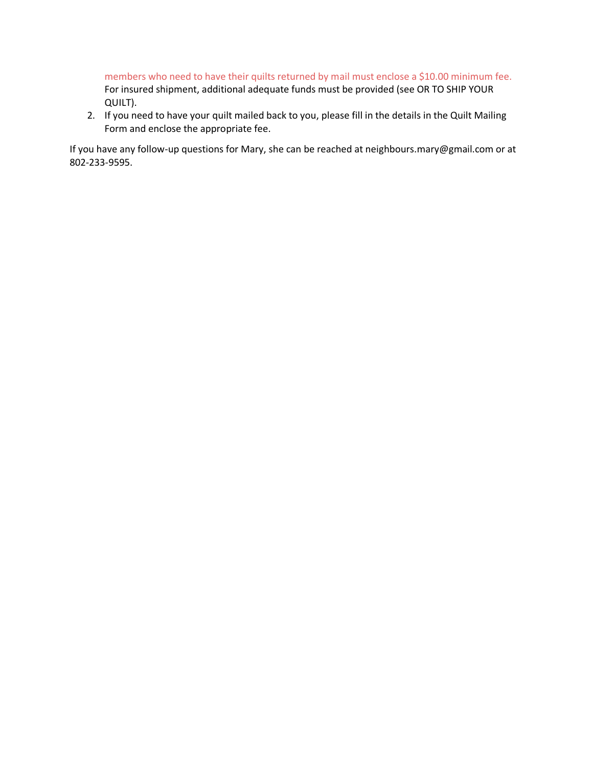members who need to have their quilts returned by mail must enclose a $10.00 minimum fee. For insured shipment, additional adequate funds must be provided (see OR TO SHIP YOUR QUILT).

2. If you need to have your quilt mailed back to you, please fill in the details in the Quilt Mailing Form and enclose the appropriate fee.

If you have any follow-up questions for Mary, she can be reached at neighbours.mary@gmail.com or at 802-233-9595.